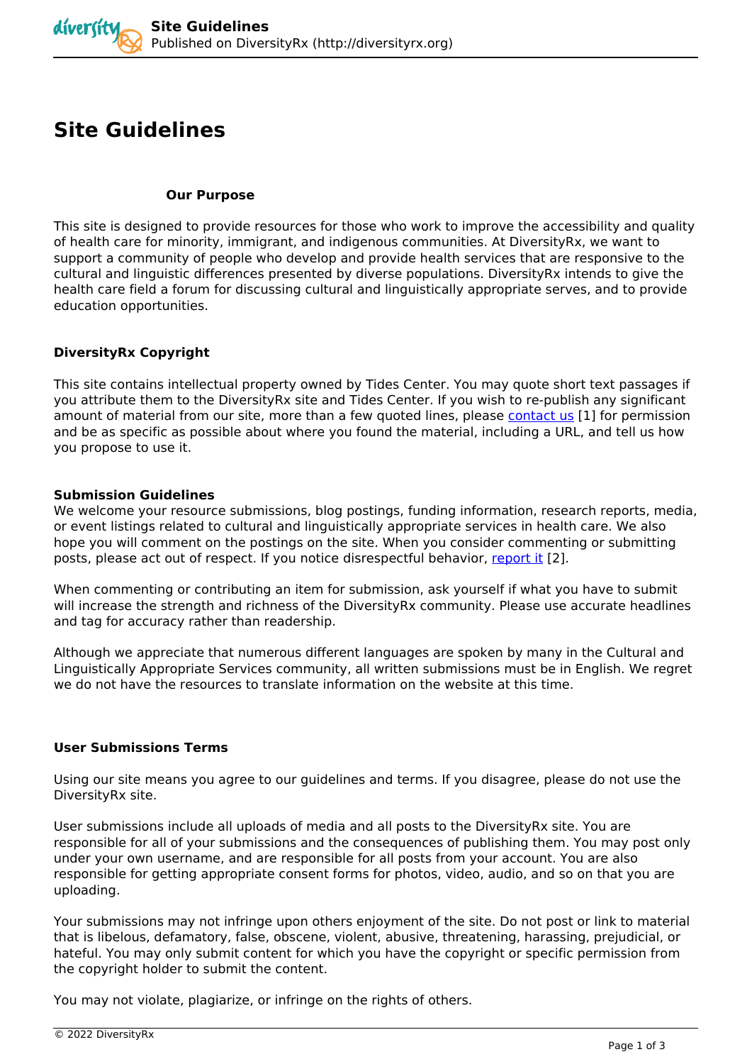# Site Guidelines

### Our Purpose

This site is designed to provide resources for those who work to improve the accessibility and quality of health care for minority, immigrant, and indigenous communities. At DiversityRx, we want to support a community of people who develop and provide health services that are responsive to the cultural and linguistic differences presented by diverse populations. DiversityRx intends to give the health care field a forum for discussing cultural and linguistically appropriate serves, and to provide education opportunities.

### DiversityRx Copyright

This site contains intellectual property owned by Tides Center. You may quote short text passages if you attribute them to the DiversityRx site and Tides Center. If you wish to re-publish any significant amount of material from our site, more than a few quoted lines, please contact us [1] for permission and be as specific as possible about where you found the material, including a URL, and tell us how you propose to use it.

### Submission Guidelines

We welcome your resource submissions, blog postings, funding information, research reports, media, or event listings related to cultural and linguistically appropriate services in health care. We also hope you will comment on the postings on the site. When you consider commenting or submitting posts, please act out of respect. If you notice disrespectful behavior, report it [2].

When commenting or contributing an item for submission, ask yourself if what you have to submit will increase the strength and richness of the DiversityRx community. Please use accurate headlines and tag for accuracy rather than readership.

Although we appreciate that numerous different languages are spoken by many in the Cultural and Linguistically Appropriate Services community, all written submissions must be in English. We regret we do not have the resources to translate information on the website at this time.

### User Submissions Terms

Using our site means you agree to our guidelines and terms. If you disagree, please do not use the DiversityRx site.

User submissions include all uploads of media and all posts to the DiversityRx site. You are responsible for all of your submissions and the consequences of publishing them. You may post only under your own username, and are responsible for all posts from your account. You are also responsible for getting appropriate consent forms for photos, video, audio, and so on that you are uploading.

Your submissions may not infringe upon others enjoyment of the site. Do not post or link to material that is libelous, defamatory, false, obscene, violent, abusive, threatening, harassing, prejudicial, or hateful. You may only submit content for which you have the copyright or specific permission from the copyright holder to submit the content.

You may not violate, plagiarize, or infringe on the rights of others.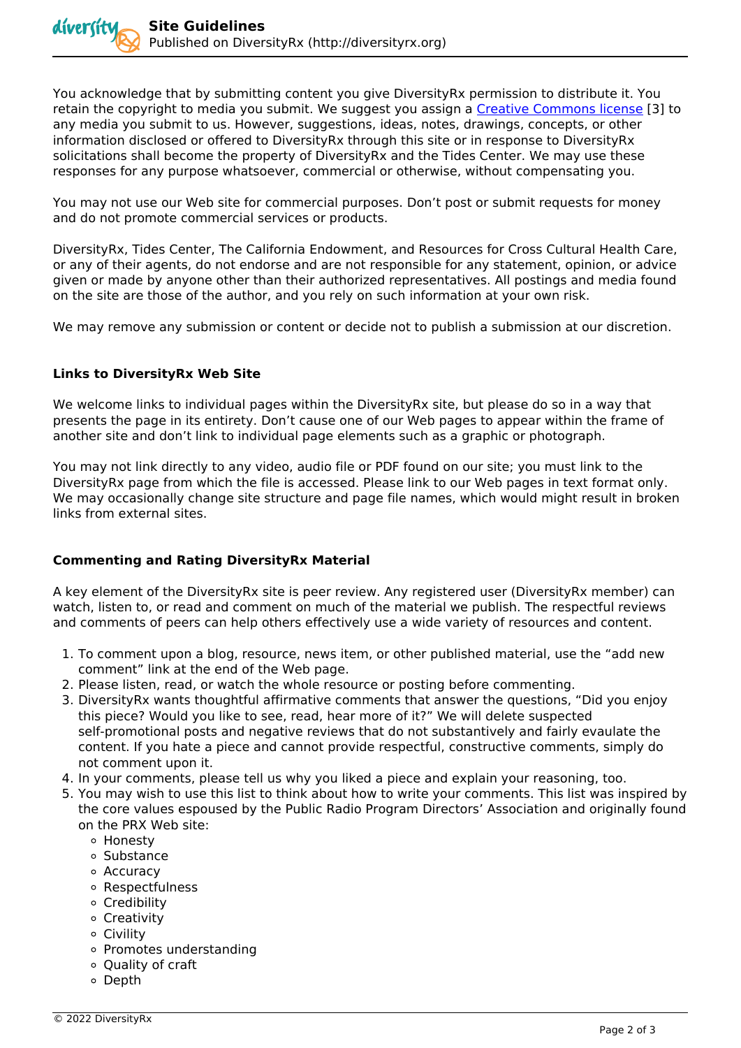You acknowledge that by submitting content you give DiversityRx permission to distribute it. You retain the copyright to media you submit. We suggest you assign a Creative Commons license [3] to any media you submit to us. However, suggestions, ideas, notes, drawings, concepts, or other information disclosed or offered to DiversityRx through this site or in response to DiversityRx solicitations shall become the property of DiversityRx and the Tides Center. We may use these responses for any purpose whatsoever, commercial or otherwise, without compensating you.

You may not use our Web site for commercial purposes. Don't post or submit requests for money and do not promote commercial services or products.

DiversityRx, Tides Center, The California Endowment, and Resources for Cross Cultural Health Care, or any of their agents, do not endorse and are not responsible for any statement, opinion, or advice given or made by anyone other than their authorized representatives. All postings and media found on the site are those of the author, and you rely on such information at your own risk.

We may remove any submission or content or decide not to publish a submission at our discretion.

**Links to DiversityRx Web Site**

We welcome links to individual pages within the DiversityRx site, but please do so in a way that presents the page in its entirety. Don't cause one of our Web pages to appear within the frame of another site and don't link to individual page elements such as a graphic or photograph.

You may not link directly to any video, audio file or PDF found on our site; you must link to the DiversityRx page from which the file is accessed. Please link to our Web pages in text format only. We may occasionally change site structure and page file names, which would might result in broken links from external sites.

**Commenting and Rating DiversityRx Material**

A key element of the DiversityRx site is peer review. Any registered user (DiversityRx member) can watch, listen to, or read and comment on much of the material we publish. The respectful reviews and comments of peers can help others effectively use a wide variety of resources and content.

1. To comment upon a blog, resource, news item, or other published material, use the "add new comment" link at the end of the Web page.
2. Please listen, read, or watch the whole resource or posting before commenting.
3. DiversityRx wants thoughtful affirmative comments that answer the questions, "Did you enjoy this piece? Would you like to see, read, hear more of it?" We will delete suspected self-promotional posts and negative reviews that do not substantively and fairly evaulate the content. If you hate a piece and cannot provide respectful, constructive comments, simply do not comment upon it.
4. In your comments, please tell us why you liked a piece and explain your reasoning, too.
5. You may wish to use this list to think about how to write your comments. This list was inspired by the core values espoused by the Public Radio Program Directors' Association and originally found on the PRX Web site:
   - Honesty
   - Substance
   - Accuracy
   - Respectfulness
   - Credibility
   - Creativity
   - Civility
   - Promotes understanding
   - Quality of craft
   - Depth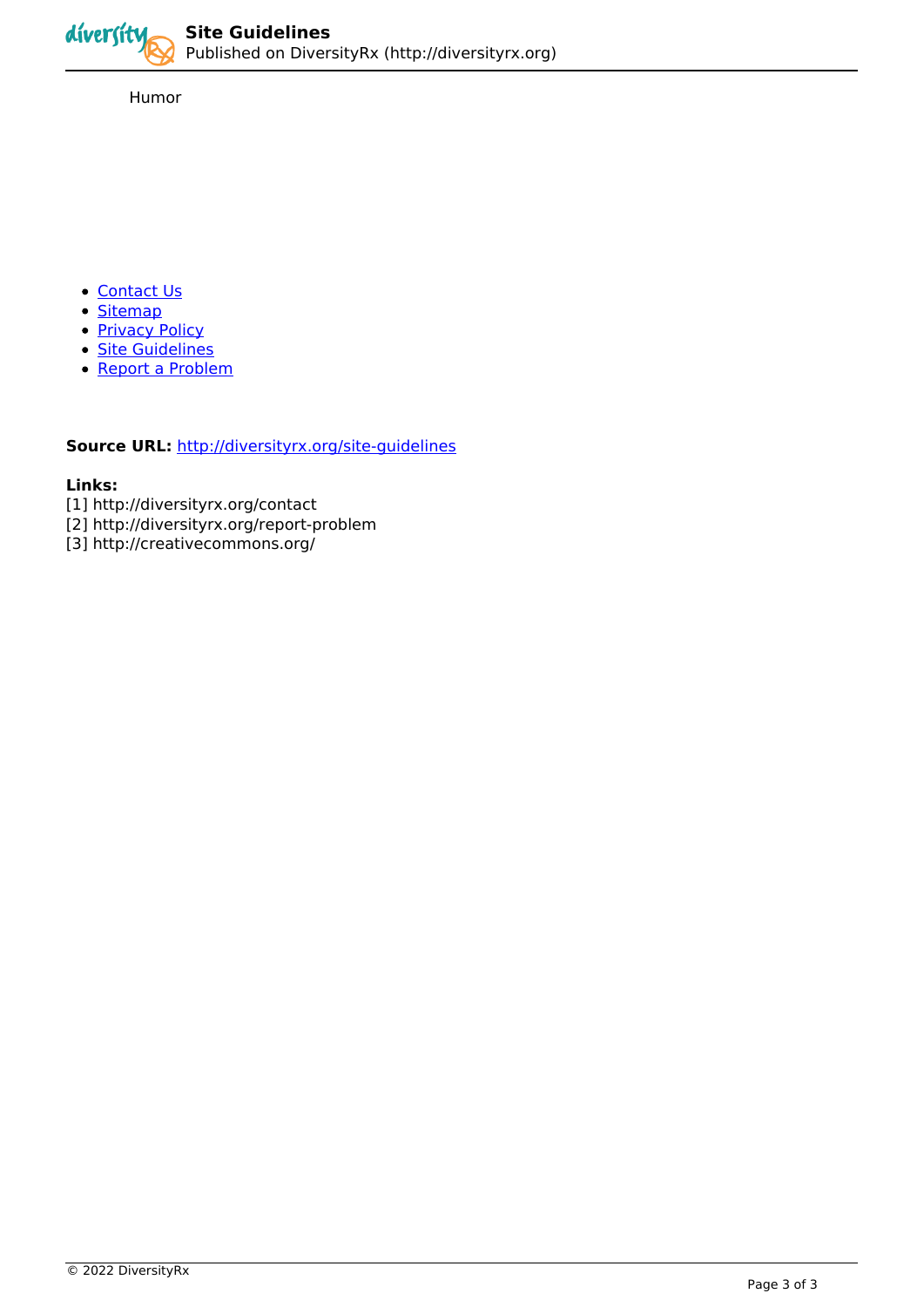Humor

- Contact Us
- Sitemap
- Privacy Policy
- Site Guidelines
- Report a Problem

**Source URL:** http://diversityrx.org/site-guidelines

**Links:**
[1] http://diversityrx.org/contact
[2] http://diversityrx.org/report-problem
[3] http://creativecommons.org/